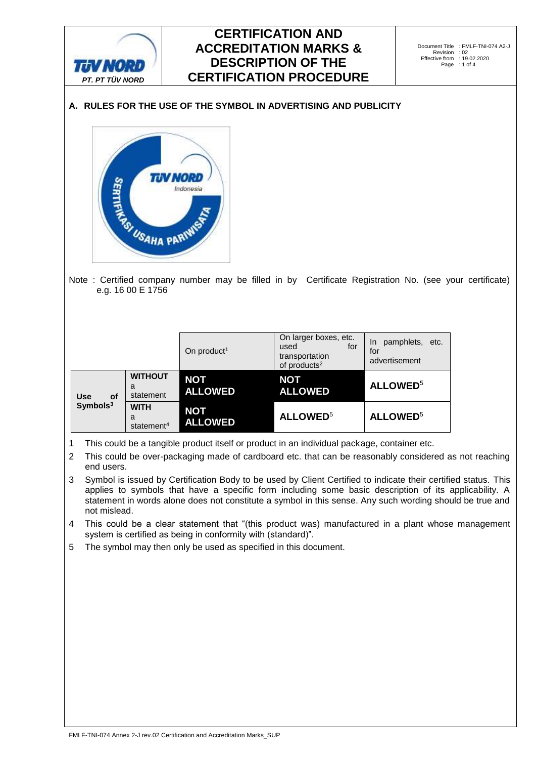# CERTIFICATION AND ACCREDITATION MARKS & DESCRIPTION OF THE CERTIFICATION PROCEDURE

## A. RULES FOR THE USE OF THE SYMBOL IN ADVERTISING AND PUBLICITY

Note : Certified company number may be filled in by Certificate Registration No. (see your certificate) e.g. 16 00 E 1756

| | | On product[1] | On larger boxes, etc. used for transportation of products[2] | In pamphlets, etc. for advertisement |
|---|---|---|---|---|
| Use of Symbols[3] | **WITHOUT** a statement | **NOT ALLOWED** | **NOT ALLOWED** | **ALLOWED**[5] |
| | **WITH** a statement[4] | **NOT ALLOWED** | **ALLOWED**[5] | **ALLOWED**[5] |

1 This could be a tangible product itself or product in an individual package, container etc.

2 This could be over-packaging made of cardboard etc. that can be reasonably considered as not reaching end users.

3 Symbol is issued by Certification Body to be used by Client Certified to indicate their certified status. This applies to symbols that have a specific form including some basic description of its applicability. A statement in words alone does not constitute a symbol in this sense. Any such wording should be true and not mislead.

4 This could be a clear statement that "(this product was) manufactured in a plant whose management system is certified as being in conformity with (standard)".

5 The symbol may then only be used as specified in this document.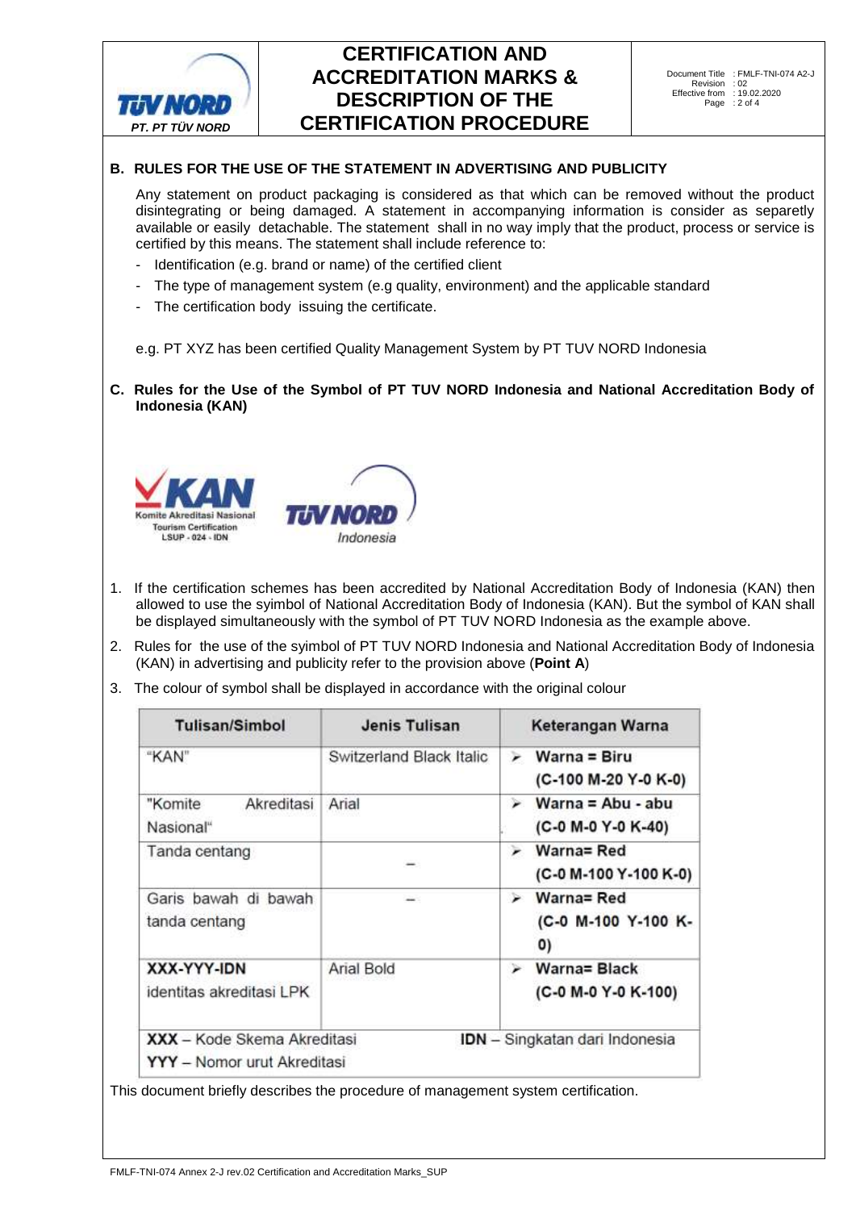## B. RULES FOR THE USE OF THE STATEMENT IN ADVERTISING AND PUBLICITY

Any statement on product packaging is considered as that which can be removed without the product disintegrating or being damaged. A statement in accompanying information is consider as separetly available or easily detachable. The statement shall in no way imply that the product, process or service is certified by this means. The statement shall include reference to:

- Identification (e.g. brand or name) of the certified client
- The type of management system (e.g quality, environment) and the applicable standard
- The certification body issuing the certificate.

e.g. PT XYZ has been certified Quality Management System by PT TUV NORD Indonesia

## C. Rules for the Use of the Symbol of PT TUV NORD Indonesia and National Accreditation Body of Indonesia (KAN)

KAN
Komite Akreditasi Nasional
Tourism Certification
LSUP - 024 - IDN

TÜV NORD
Indonesia

1. If the certification schemes has been accredited by National Accreditation Body of Indonesia (KAN) then allowed to use the syimbol of National Accreditation Body of Indonesia (KAN). But the symbol of KAN shall be displayed simultaneously with the symbol of PT TUV NORD Indonesia as the example above.
2. Rules for the use of the syimbol of PT TUV NORD Indonesia and National Accreditation Body of Indonesia (KAN) in advertising and publicity refer to the provision above (**Point A**)
3. The colour of symbol shall be displayed in accordance with the original colour

| Tulisan/Simbol | Jenis Tulisan | Keterangan Warna |
|---|---|---|
| "KAN" | Switzerland Black Italic | ➢ **Warna = Biru (C-100 M-20 Y-0 K-0)** |
| "Komite Akreditasi Nasional" | Arial | ➢ **Warna = Abu - abu (C-0 M-0 Y-0 K-40)** |
| Tanda centang | – | ➢ **Warna= Red (C-0 M-100 Y-100 K-0)** |
| Garis bawah di bawah tanda centang | – | ➢ **Warna= Red (C-0 M-100 Y-100 K-0)** |
| **XXX-YYY-IDN** identitas akreditasi LPK | Arial Bold | ➢ **Warna= Black (C-0 M-0 Y-0 K-100)** |
| **XXX** – Kode Skema Akreditasi<br>**YYY** – Nomor urut Akreditasi | | **IDN** – Singkatan dari Indonesia |

This document briefly describes the procedure of management system certification.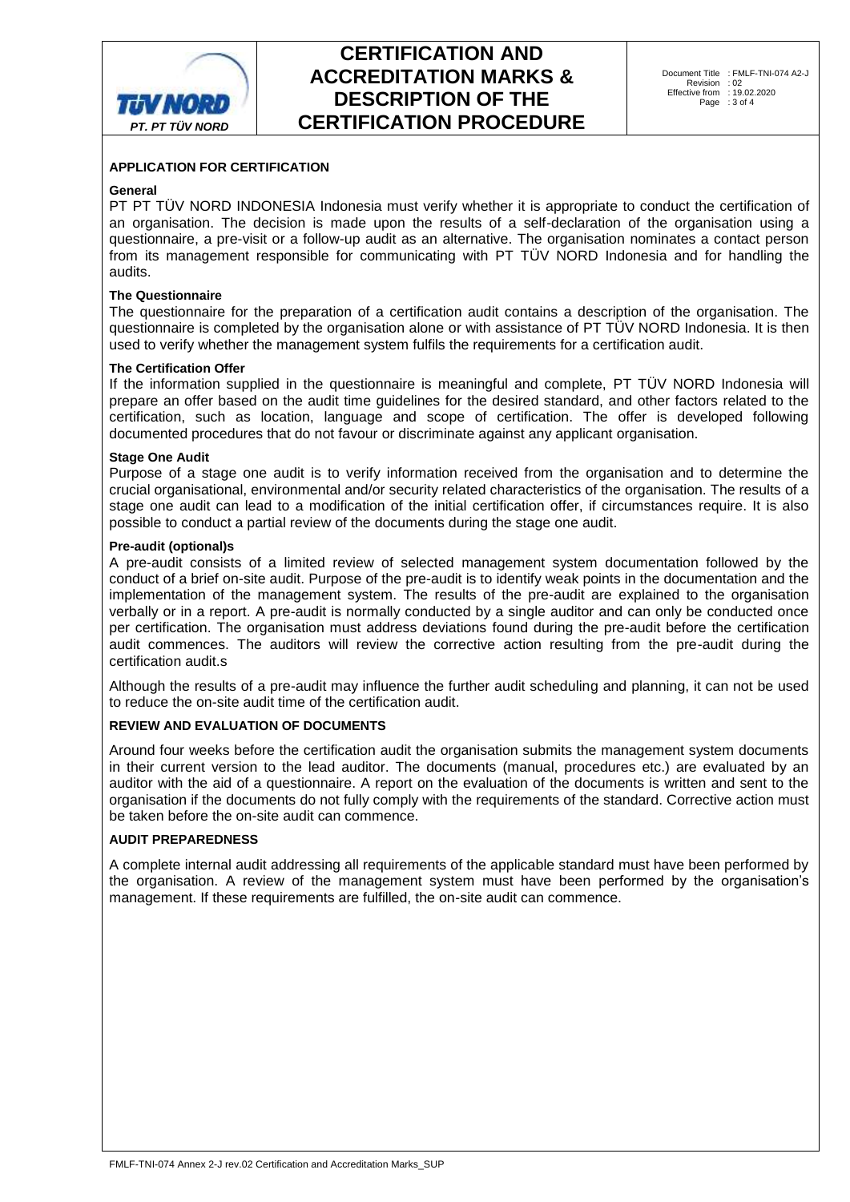## APPLICATION FOR CERTIFICATION

### General

PT PT TÜV NORD INDONESIA Indonesia must verify whether it is appropriate to conduct the certification of an organisation. The decision is made upon the results of a self-declaration of the organisation using a questionnaire, a pre-visit or a follow-up audit as an alternative. The organisation nominates a contact person from its management responsible for communicating with PT TÜV NORD Indonesia and for handling the audits.

### The Questionnaire

The questionnaire for the preparation of a certification audit contains a description of the organisation. The questionnaire is completed by the organisation alone or with assistance of PT TÜV NORD Indonesia. It is then used to verify whether the management system fulfils the requirements for a certification audit.

### The Certification Offer

If the information supplied in the questionnaire is meaningful and complete, PT TÜV NORD Indonesia will prepare an offer based on the audit time guidelines for the desired standard, and other factors related to the certification, such as location, language and scope of certification. The offer is developed following documented procedures that do not favour or discriminate against any applicant organisation.

### Stage One Audit

Purpose of a stage one audit is to verify information received from the organisation and to determine the crucial organisational, environmental and/or security related characteristics of the organisation. The results of a stage one audit can lead to a modification of the initial certification offer, if circumstances require. It is also possible to conduct a partial review of the documents during the stage one audit.

### Pre-audit (optional)s

A pre-audit consists of a limited review of selected management system documentation followed by the conduct of a brief on-site audit. Purpose of the pre-audit is to identify weak points in the documentation and the implementation of the management system. The results of the pre-audit are explained to the organisation verbally or in a report. A pre-audit is normally conducted by a single auditor and can only be conducted once per certification. The organisation must address deviations found during the pre-audit before the certification audit commences. The auditors will review the corrective action resulting from the pre-audit during the certification audit.s

Although the results of a pre-audit may influence the further audit scheduling and planning, it can not be used to reduce the on-site audit time of the certification audit.

## REVIEW AND EVALUATION OF DOCUMENTS

Around four weeks before the certification audit the organisation submits the management system documents in their current version to the lead auditor. The documents (manual, procedures etc.) are evaluated by an auditor with the aid of a questionnaire. A report on the evaluation of the documents is written and sent to the organisation if the documents do not fully comply with the requirements of the standard. Corrective action must be taken before the on-site audit can commence.

## AUDIT PREPAREDNESS

A complete internal audit addressing all requirements of the applicable standard must have been performed by the organisation. A review of the management system must have been performed by the organisation's management. If these requirements are fulfilled, the on-site audit can commence.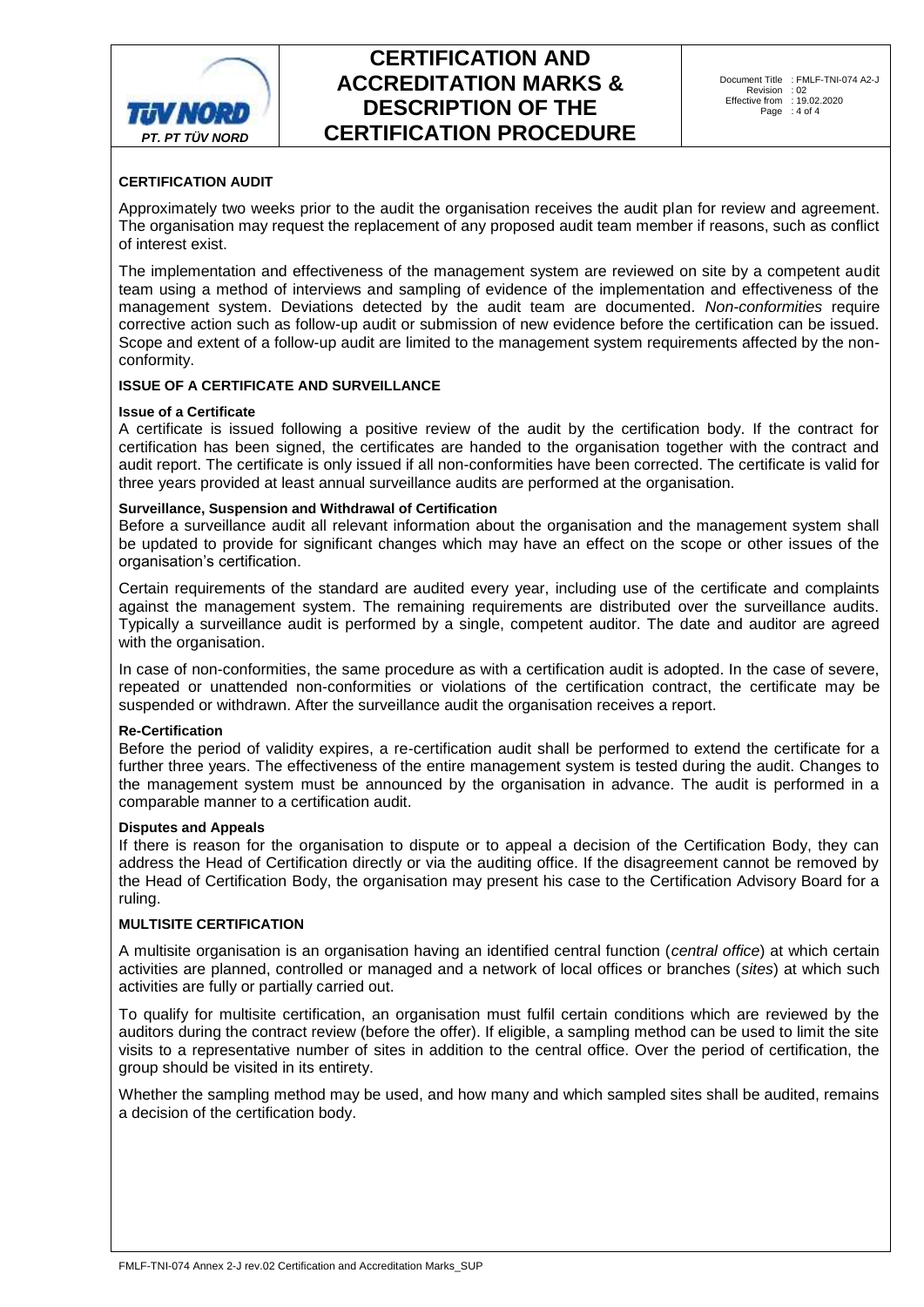## CERTIFICATION AUDIT

Approximately two weeks prior to the audit the organisation receives the audit plan for review and agreement. The organisation may request the replacement of any proposed audit team member if reasons, such as conflict of interest exist.

The implementation and effectiveness of the management system are reviewed on site by a competent audit team using a method of interviews and sampling of evidence of the implementation and effectiveness of the management system. Deviations detected by the audit team are documented. *Non-conformities* require corrective action such as follow-up audit or submission of new evidence before the certification can be issued. Scope and extent of a follow-up audit are limited to the management system requirements affected by the non-conformity.

## ISSUE OF A CERTIFICATE AND SURVEILLANCE

### Issue of a Certificate

A certificate is issued following a positive review of the audit by the certification body. If the contract for certification has been signed, the certificates are handed to the organisation together with the contract and audit report. The certificate is only issued if all non-conformities have been corrected. The certificate is valid for three years provided at least annual surveillance audits are performed at the organisation.

### Surveillance, Suspension and Withdrawal of Certification

Before a surveillance audit all relevant information about the organisation and the management system shall be updated to provide for significant changes which may have an effect on the scope or other issues of the organisation's certification.

Certain requirements of the standard are audited every year, including use of the certificate and complaints against the management system. The remaining requirements are distributed over the surveillance audits. Typically a surveillance audit is performed by a single, competent auditor. The date and auditor are agreed with the organisation.

In case of non-conformities, the same procedure as with a certification audit is adopted. In the case of severe, repeated or unattended non-conformities or violations of the certification contract, the certificate may be suspended or withdrawn. After the surveillance audit the organisation receives a report.

### Re-Certification

Before the period of validity expires, a re-certification audit shall be performed to extend the certificate for a further three years. The effectiveness of the entire management system is tested during the audit. Changes to the management system must be announced by the organisation in advance. The audit is performed in a comparable manner to a certification audit.

### Disputes and Appeals

If there is reason for the organisation to dispute or to appeal a decision of the Certification Body, they can address the Head of Certification directly or via the auditing office. If the disagreement cannot be removed by the Head of Certification Body, the organisation may present his case to the Certification Advisory Board for a ruling.

## MULTISITE CERTIFICATION

A multisite organisation is an organisation having an identified central function (*central office*) at which certain activities are planned, controlled or managed and a network of local offices or branches (*sites*) at which such activities are fully or partially carried out.

To qualify for multisite certification, an organisation must fulfil certain conditions which are reviewed by the auditors during the contract review (before the offer). If eligible, a sampling method can be used to limit the site visits to a representative number of sites in addition to the central office. Over the period of certification, the group should be visited in its entirety.

Whether the sampling method may be used, and how many and which sampled sites shall be audited, remains a decision of the certification body.